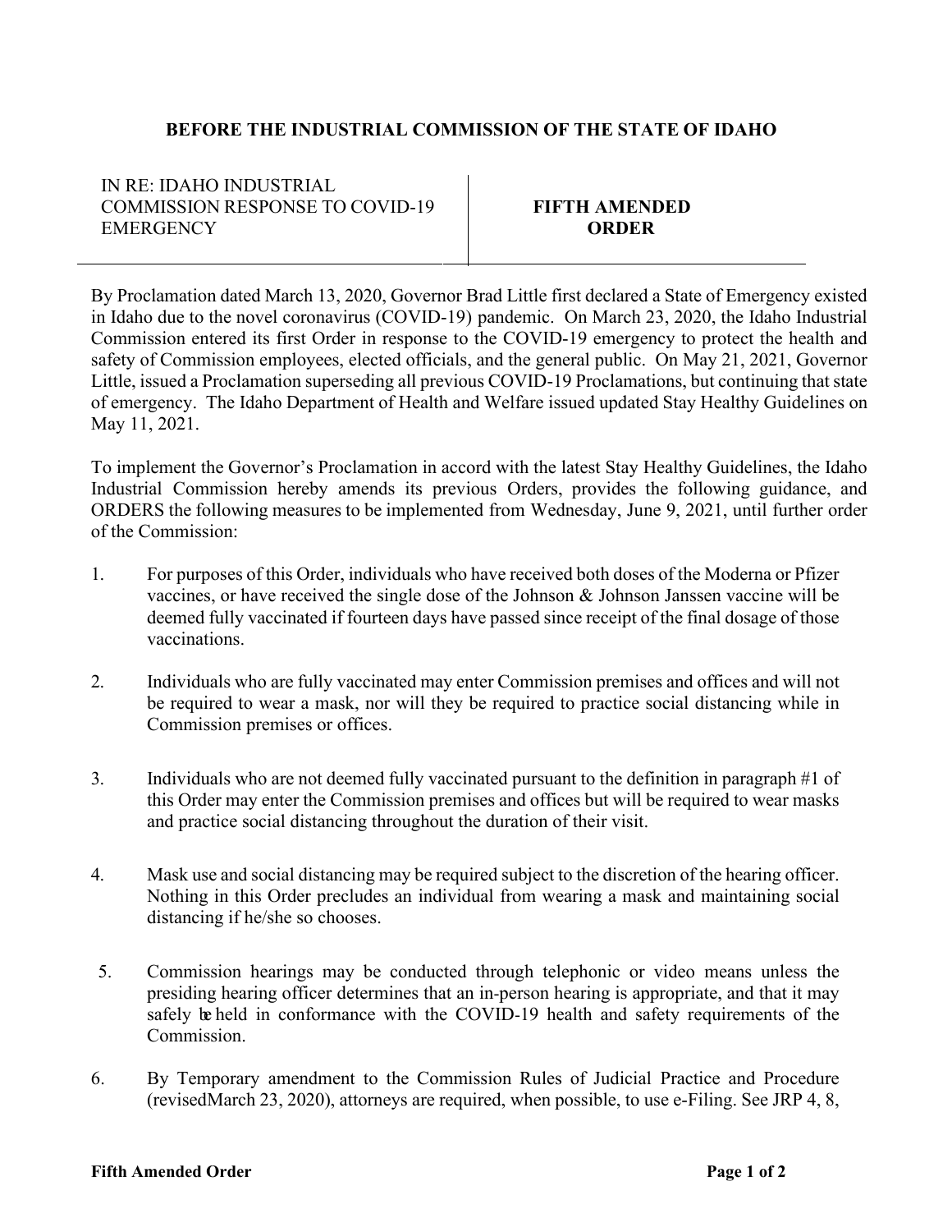**BEFORE THE INDUSTRIAL COMMISSION OF THE STATE OF IDAHO**

| | |
|---|---|
| IN RE: IDAHO INDUSTRIAL COMMISSION RESPONSE TO COVID-19 EMERGENCY | **FIFTH AMENDED ORDER** |

By Proclamation dated March 13, 2020, Governor Brad Little first declared a State of Emergency existed in Idaho due to the novel coronavirus (COVID-19) pandemic. On March 23, 2020, the Idaho Industrial Commission entered its first Order in response to the COVID-19 emergency to protect the health and safety of Commission employees, elected officials, and the general public. On May 21, 2021, Governor Little, issued a Proclamation superseding all previous COVID-19 Proclamations, but continuing that state of emergency. The Idaho Department of Health and Welfare issued updated Stay Healthy Guidelines on May 11, 2021.

To implement the Governor's Proclamation in accord with the latest Stay Healthy Guidelines, the Idaho Industrial Commission hereby amends its previous Orders, provides the following guidance, and ORDERS the following measures to be implemented from Wednesday, June 9, 2021, until further order of the Commission:

1. For purposes of this Order, individuals who have received both doses of the Moderna or Pfizer vaccines, or have received the single dose of the Johnson & Johnson Janssen vaccine will be deemed fully vaccinated if fourteen days have passed since receipt of the final dosage of those vaccinations.

2. Individuals who are fully vaccinated may enter Commission premises and offices and will not be required to wear a mask, nor will they be required to practice social distancing while in Commission premises or offices.

3. Individuals who are not deemed fully vaccinated pursuant to the definition in paragraph #1 of this Order may enter the Commission premises and offices but will be required to wear masks and practice social distancing throughout the duration of their visit.

4. Mask use and social distancing may be required subject to the discretion of the hearing officer. Nothing in this Order precludes an individual from wearing a mask and maintaining social distancing if he/she so chooses.

5. Commission hearings may be conducted through telephonic or video means unless the presiding hearing officer determines that an in-person hearing is appropriate, and that it may safely be held in conformance with the COVID-19 health and safety requirements of the Commission.

6. By Temporary amendment to the Commission Rules of Judicial Practice and Procedure (revisedMarch 23, 2020), attorneys are required, when possible, to use e-Filing. See JRP 4, 8,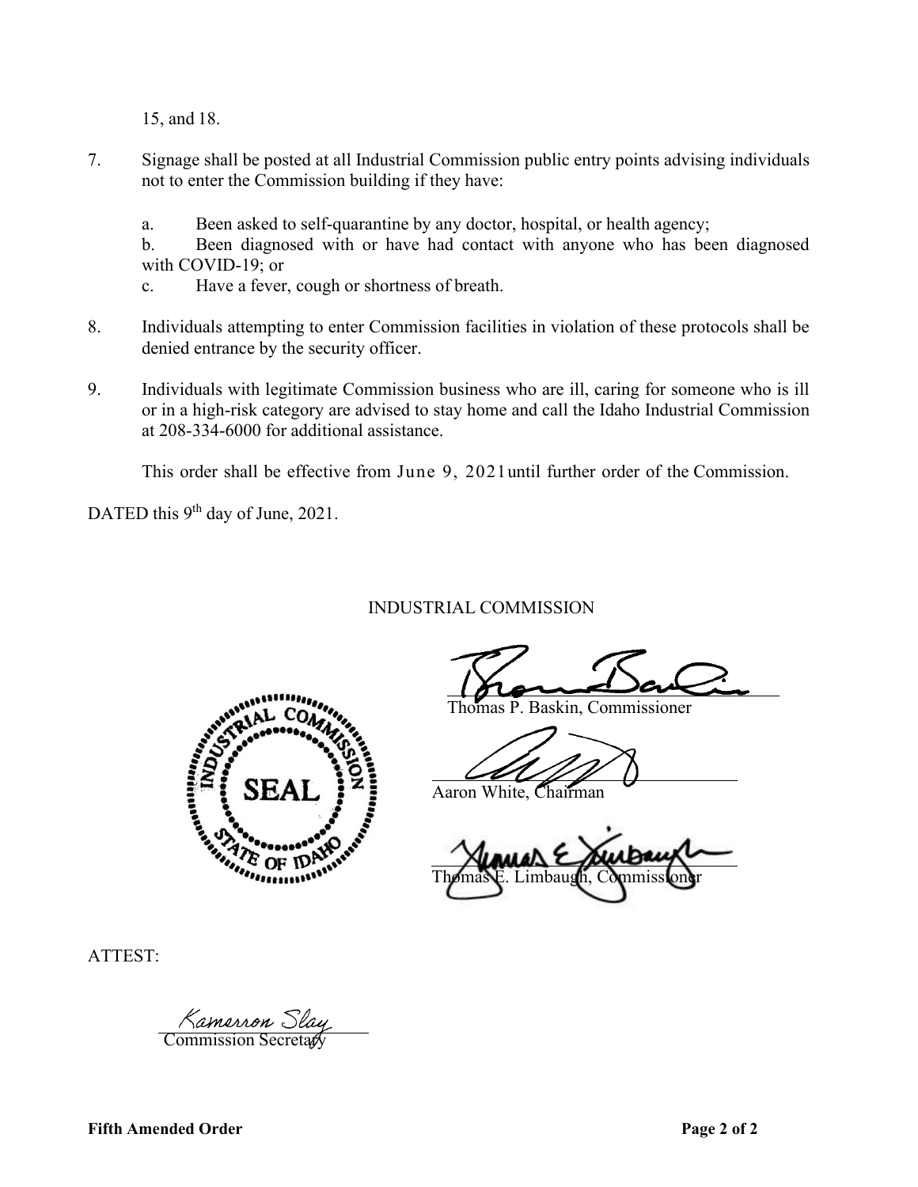15, and 18.

7. Signage shall be posted at all Industrial Commission public entry points advising individuals not to enter the Commission building if they have:

   a. Been asked to self-quarantine by any doctor, hospital, or health agency;
   b. Been diagnosed with or have had contact with anyone who has been diagnosed with COVID-19; or
   c. Have a fever, cough or shortness of breath.

8. Individuals attempting to enter Commission facilities in violation of these protocols shall be denied entrance by the security officer.

9. Individuals with legitimate Commission business who are ill, caring for someone who is ill or in a high-risk category are advised to stay home and call the Idaho Industrial Commission at 208-334-6000 for additional assistance.

This order shall be effective from June 9, 2021 until further order of the Commission.

DATED this 9th day of June, 2021.

INDUSTRIAL COMMISSION

INDUSTRIAL COMMISSION SEAL STATE OF IDAHO

Thomas P. Baskin, Commissioner

Aaron White, Chairman

Thomas E. Limbaugh, Commissioner

ATTEST:

Kamerron Slay
Commission Secretary

**Fifth Amended Order**